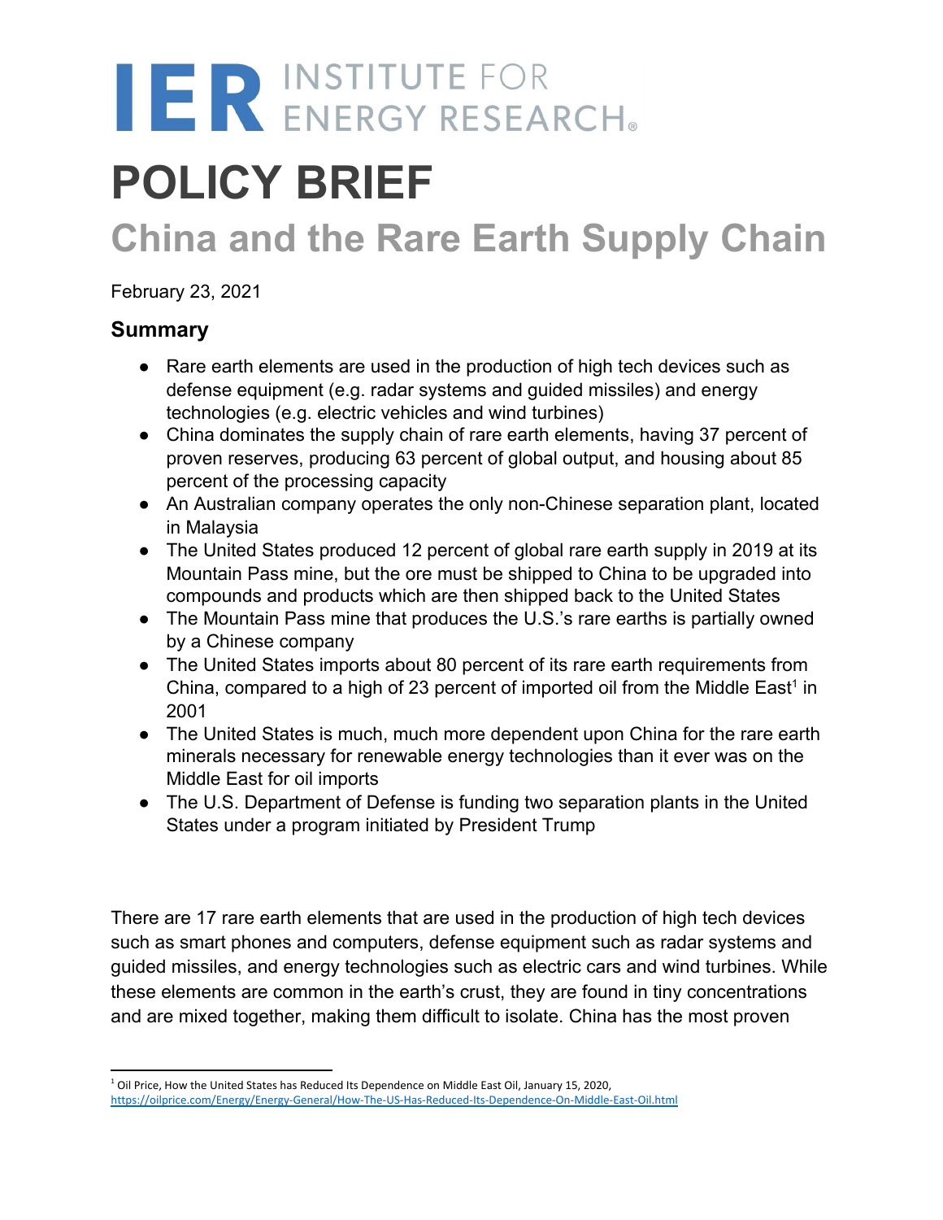IER INSTITUTE FOR ENERGY RESEARCH®

# POLICY BRIEF

## China and the Rare Earth Supply Chain

February 23, 2021

### Summary

- Rare earth elements are used in the production of high tech devices such as defense equipment (e.g. radar systems and guided missiles) and energy technologies (e.g. electric vehicles and wind turbines)
- China dominates the supply chain of rare earth elements, having 37 percent of proven reserves, producing 63 percent of global output, and housing about 85 percent of the processing capacity
- An Australian company operates the only non-Chinese separation plant, located in Malaysia
- The United States produced 12 percent of global rare earth supply in 2019 at its Mountain Pass mine, but the ore must be shipped to China to be upgraded into compounds and products which are then shipped back to the United States
- The Mountain Pass mine that produces the U.S.'s rare earths is partially owned by a Chinese company
- The United States imports about 80 percent of its rare earth requirements from China, compared to a high of 23 percent of imported oil from the Middle East[1] in 2001
- The United States is much, much more dependent upon China for the rare earth minerals necessary for renewable energy technologies than it ever was on the Middle East for oil imports
- The U.S. Department of Defense is funding two separation plants in the United States under a program initiated by President Trump

There are 17 rare earth elements that are used in the production of high tech devices such as smart phones and computers, defense equipment such as radar systems and guided missiles, and energy technologies such as electric cars and wind turbines. While these elements are common in the earth's crust, they are found in tiny concentrations and are mixed together, making them difficult to isolate. China has the most proven

[1] Oil Price, How the United States has Reduced Its Dependence on Middle East Oil, January 15, 2020, https://oilprice.com/Energy/Energy-General/How-The-US-Has-Reduced-Its-Dependence-On-Middle-East-Oil.html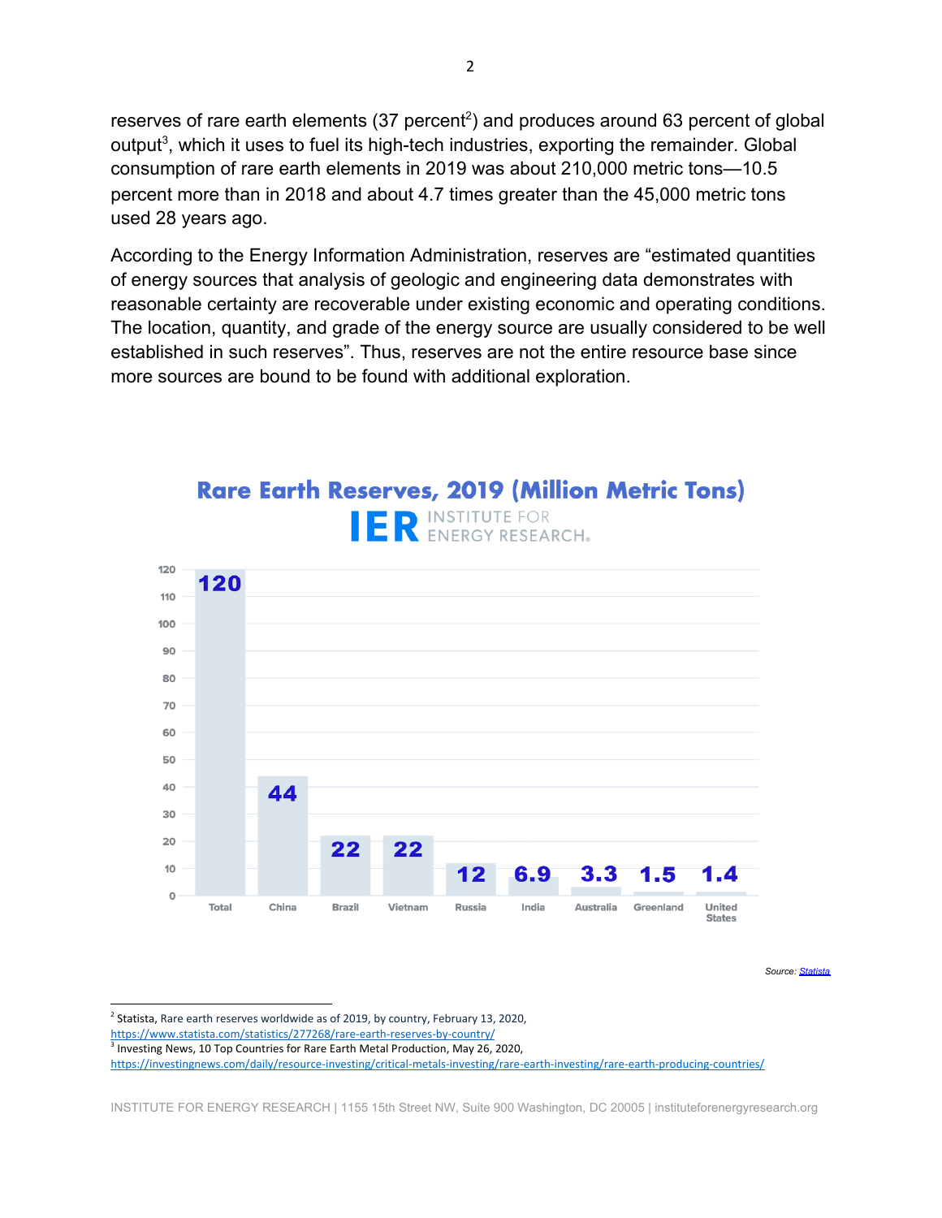reserves of rare earth elements (37 percent[2]) and produces around 63 percent of global output[3], which it uses to fuel its high-tech industries, exporting the remainder. Global consumption of rare earth elements in 2019 was about 210,000 metric tons—10.5 percent more than in 2018 and about 4.7 times greater than the 45,000 metric tons used 28 years ago.

According to the Energy Information Administration, reserves are "estimated quantities of energy sources that analysis of geologic and engineering data demonstrates with reasonable certainty are recoverable under existing economic and operating conditions. The location, quantity, and grade of the energy source are usually considered to be well established in such reserves". Thus, reserves are not the entire resource base since more sources are bound to be found with additional exploration.

**Rare Earth Reserves, 2019 (Million Metric Tons)**

IER INSTITUTE FOR ENERGY RESEARCH.

| Total | China | Brazil | Vietnam | Russia | India | Australia | Greenland | United States |
|---|---|---|---|---|---|---|---|---|
| 120 | 44 | 22 | 22 | 12 | 6.9 | 3.3 | 1.5 | 1.4 |

*Source: [Statista]*

---

[2] Statista, Rare earth reserves worldwide as of 2019, by country, February 13, 2020, https://www.statista.com/statistics/277268/rare-earth-reserves-by-country/

[3] Investing News, 10 Top Countries for Rare Earth Metal Production, May 26, 2020, https://investingnews.com/daily/resource-investing/critical-metals-investing/rare-earth-investing/rare-earth-producing-countries/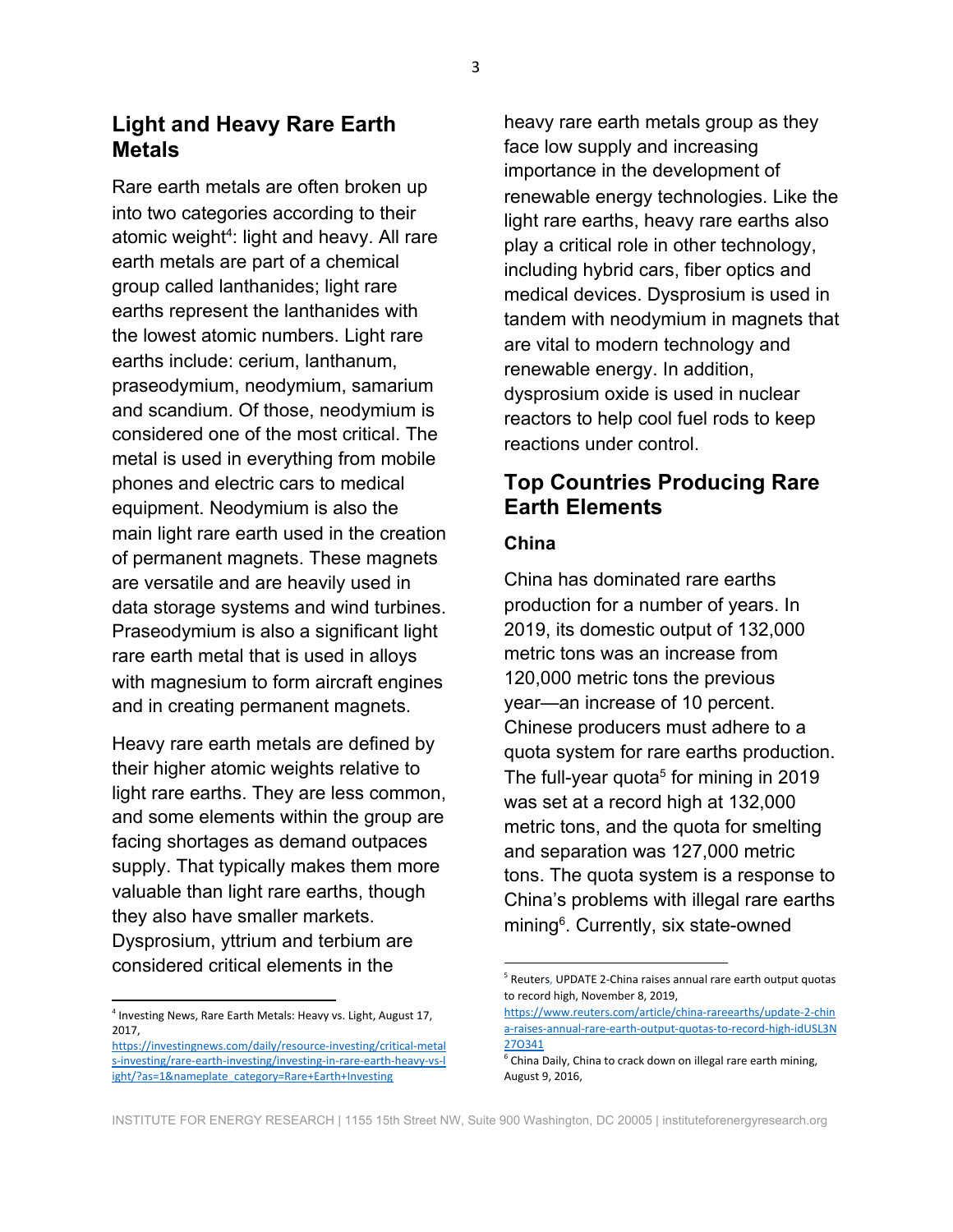## Light and Heavy Rare Earth Metals

Rare earth metals are often broken up into two categories according to their atomic weight[4]: light and heavy. All rare earth metals are part of a chemical group called lanthanides; light rare earths represent the lanthanides with the lowest atomic numbers. Light rare earths include: cerium, lanthanum, praseodymium, neodymium, samarium and scandium. Of those, neodymium is considered one of the most critical. The metal is used in everything from mobile phones and electric cars to medical equipment. Neodymium is also the main light rare earth used in the creation of permanent magnets. These magnets are versatile and are heavily used in data storage systems and wind turbines. Praseodymium is also a significant light rare earth metal that is used in alloys with magnesium to form aircraft engines and in creating permanent magnets.

Heavy rare earth metals are defined by their higher atomic weights relative to light rare earths. They are less common, and some elements within the group are facing shortages as demand outpaces supply. That typically makes them more valuable than light rare earths, though they also have smaller markets. Dysprosium, yttrium and terbium are considered critical elements in the heavy rare earth metals group as they face low supply and increasing importance in the development of renewable energy technologies. Like the light rare earths, heavy rare earths also play a critical role in other technology, including hybrid cars, fiber optics and medical devices. Dysprosium is used in tandem with neodymium in magnets that are vital to modern technology and renewable energy. In addition, dysprosium oxide is used in nuclear reactors to help cool fuel rods to keep reactions under control.

## Top Countries Producing Rare Earth Elements

### China

China has dominated rare earths production for a number of years. In 2019, its domestic output of 132,000 metric tons was an increase from 120,000 metric tons the previous year—an increase of 10 percent. Chinese producers must adhere to a quota system for rare earths production. The full-year quota[5] for mining in 2019 was set at a record high at 132,000 metric tons, and the quota for smelting and separation was 127,000 metric tons. The quota system is a response to China's problems with illegal rare earths mining[6]. Currently, six state-owned

---

[4] Investing News, Rare Earth Metals: Heavy vs. Light, August 17, 2017, https://investingnews.com/daily/resource-investing/critical-metals-investing/rare-earth-investing/investing-in-rare-earth-heavy-vs-light/?as=1&nameplate_category=Rare+Earth+Investing

[5] Reuters, UPDATE 2-China raises annual rare earth output quotas to record high, November 8, 2019, https://www.reuters.com/article/china-rareearths/update-2-china-raises-annual-rare-earth-output-quotas-to-record-high-idUSL3N27O341

[6] China Daily, China to crack down on illegal rare earth mining, August 9, 2016,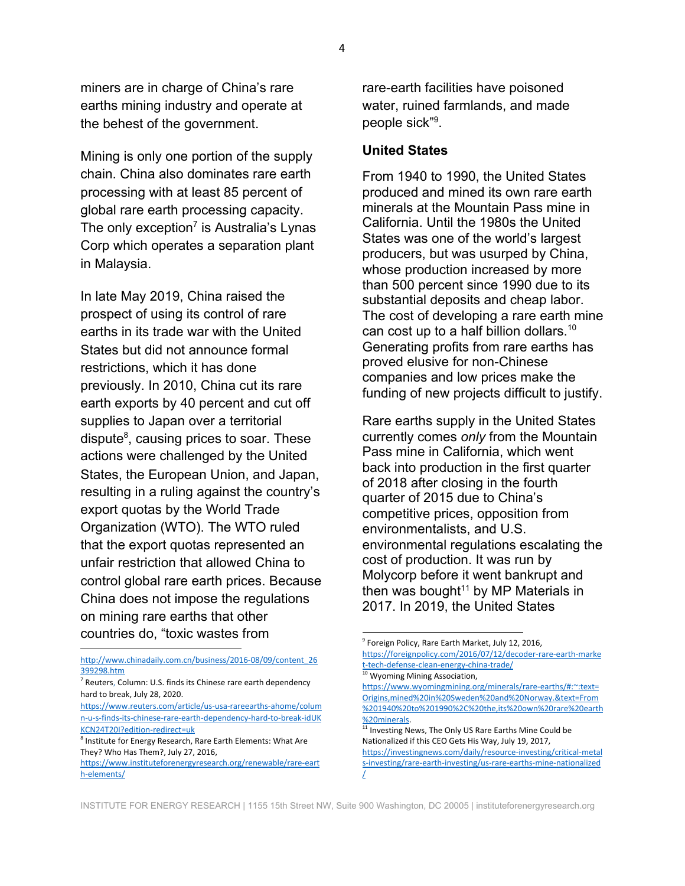miners are in charge of China's rare earths mining industry and operate at the behest of the government.

Mining is only one portion of the supply chain. China also dominates rare earth processing with at least 85 percent of global rare earth processing capacity. The only exception[7] is Australia's Lynas Corp which operates a separation plant in Malaysia.

In late May 2019, China raised the prospect of using its control of rare earths in its trade war with the United States but did not announce formal restrictions, which it has done previously. In 2010, China cut its rare earth exports by 40 percent and cut off supplies to Japan over a territorial dispute[8], causing prices to soar. These actions were challenged by the United States, the European Union, and Japan, resulting in a ruling against the country's export quotas by the World Trade Organization (WTO). The WTO ruled that the export quotas represented an unfair restriction that allowed China to control global rare earth prices. Because China does not impose the regulations on mining rare earths that other countries do, "toxic wastes from rare-earth facilities have poisoned water, ruined farmlands, and made people sick"[9].

### United States

From 1940 to 1990, the United States produced and mined its own rare earth minerals at the Mountain Pass mine in California. Until the 1980s the United States was one of the world's largest producers, but was usurped by China, whose production increased by more than 500 percent since 1990 due to its substantial deposits and cheap labor. The cost of developing a rare earth mine can cost up to a half billion dollars.[10] Generating profits from rare earths has proved elusive for non-Chinese companies and low prices make the funding of new projects difficult to justify.

Rare earths supply in the United States currently comes *only* from the Mountain Pass mine in California, which went back into production in the first quarter of 2018 after closing in the fourth quarter of 2015 due to China's competitive prices, opposition from environmentalists, and U.S. environmental regulations escalating the cost of production. It was run by Molycorp before it went bankrupt and then was bought[11] by MP Materials in 2017. In 2019, the United States

---

http://www.chinadaily.com.cn/business/2016-08/09/content_26399298.htm

[7] Reuters, Column: U.S. finds its Chinese rare earth dependency hard to break, July 28, 2020. https://www.reuters.com/article/us-usa-rareearths-ahome/column-u-s-finds-its-chinese-rare-earth-dependency-hard-to-break-idUKKCN24T20I?edition-redirect=uk

[8] Institute for Energy Research, Rare Earth Elements: What Are They? Who Has Them?, July 27, 2016, https://www.instituteforenergyresearch.org/renewable/rare-earth-elements/

[9] Foreign Policy, Rare Earth Market, July 12, 2016, https://foreignpolicy.com/2016/07/12/decoder-rare-earth-market-tech-defense-clean-energy-china-trade/

[10] Wyoming Mining Association, https://www.wyomingmining.org/minerals/rare-earths/#:~:text=Origins,mined%20in%20Sweden%20and%20Norway.&text=From%201940%20to%201990%2C%20the,its%20own%20rare%20earth%20minerals.

[11] Investing News, The Only US Rare Earths Mine Could be Nationalized if this CEO Gets His Way, July 19, 2017, https://investingnews.com/daily/resource-investing/critical-metals-investing/rare-earth-investing/us-rare-earths-mine-nationalized/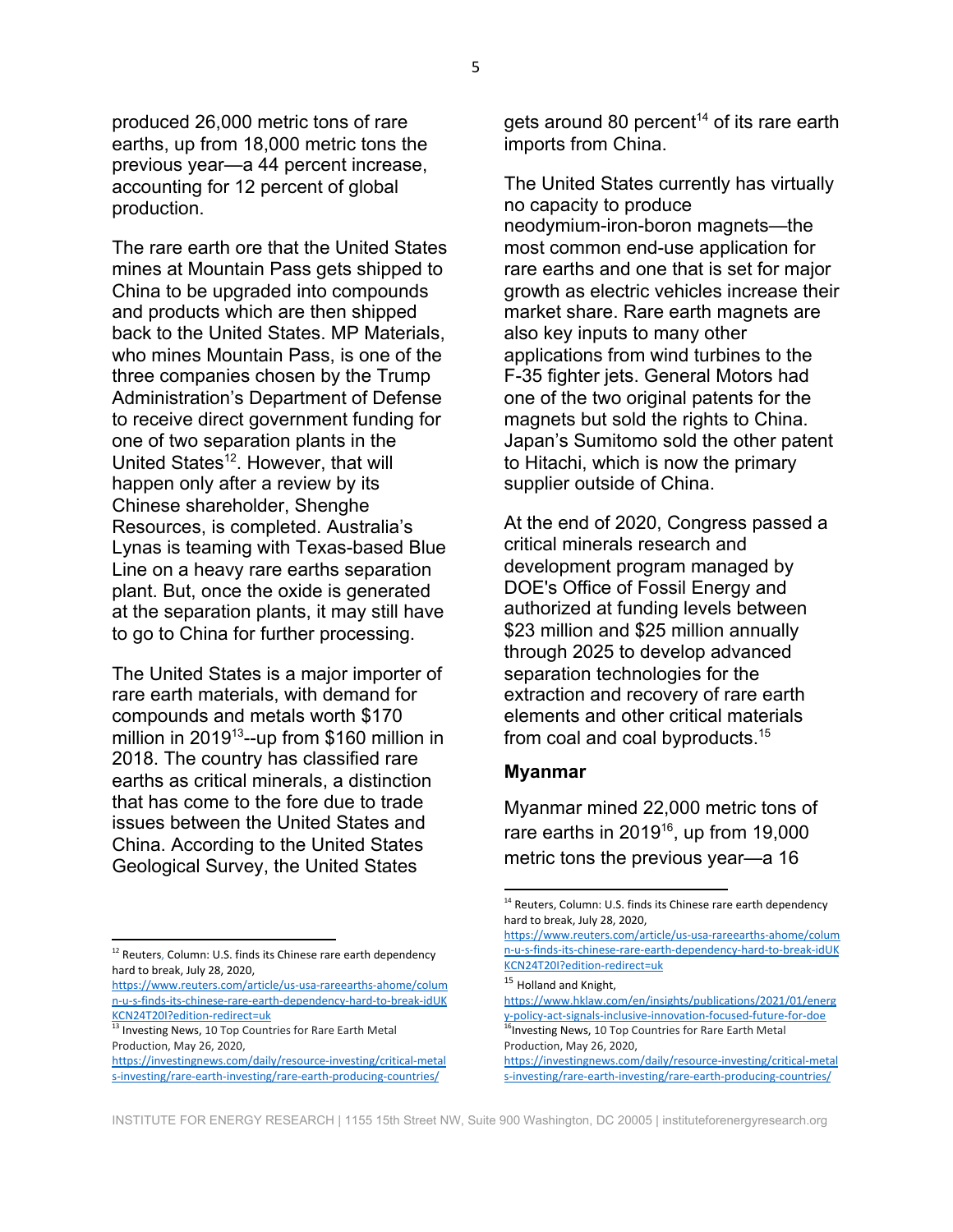produced 26,000 metric tons of rare earths, up from 18,000 metric tons the previous year—a 44 percent increase, accounting for 12 percent of global production.

The rare earth ore that the United States mines at Mountain Pass gets shipped to China to be upgraded into compounds and products which are then shipped back to the United States. MP Materials, who mines Mountain Pass, is one of the three companies chosen by the Trump Administration's Department of Defense to receive direct government funding for one of two separation plants in the United States[12]. However, that will happen only after a review by its Chinese shareholder, Shenghe Resources, is completed. Australia's Lynas is teaming with Texas-based Blue Line on a heavy rare earths separation plant. But, once the oxide is generated at the separation plants, it may still have to go to China for further processing.

The United States is a major importer of rare earth materials, with demand for compounds and metals worth $170 million in 2019[13]--up from $160 million in 2018. The country has classified rare earths as critical minerals, a distinction that has come to the fore due to trade issues between the United States and China. According to the United States Geological Survey, the United States gets around 80 percent[14] of its rare earth imports from China.

The United States currently has virtually no capacity to produce neodymium-iron-boron magnets—the most common end-use application for rare earths and one that is set for major growth as electric vehicles increase their market share. Rare earth magnets are also key inputs to many other applications from wind turbines to the F-35 fighter jets. General Motors had one of the two original patents for the magnets but sold the rights to China. Japan's Sumitomo sold the other patent to Hitachi, which is now the primary supplier outside of China.

At the end of 2020, Congress passed a critical minerals research and development program managed by DOE's Office of Fossil Energy and authorized at funding levels between $23 million and $25 million annually through 2025 to develop advanced separation technologies for the extraction and recovery of rare earth elements and other critical materials from coal and coal byproducts.[15]

### Myanmar

Myanmar mined 22,000 metric tons of rare earths in 2019[16], up from 19,000 metric tons the previous year—a 16

---

[12] Reuters, Column: U.S. finds its Chinese rare earth dependency hard to break, July 28, 2020, https://www.reuters.com/article/us-usa-rareearths-ahome/column-u-s-finds-its-chinese-rare-earth-dependency-hard-to-break-idUKKCN24T20I?edition-redirect=uk

[13] Investing News, 10 Top Countries for Rare Earth Metal Production, May 26, 2020, https://investingnews.com/daily/resource-investing/critical-metals-investing/rare-earth-investing/rare-earth-producing-countries/

[14] Reuters, Column: U.S. finds its Chinese rare earth dependency hard to break, July 28, 2020, https://www.reuters.com/article/us-usa-rareearths-ahome/column-u-s-finds-its-chinese-rare-earth-dependency-hard-to-break-idUKKCN24T20I?edition-redirect=uk

[15] Holland and Knight, https://www.hklaw.com/en/insights/publications/2021/01/energy-policy-act-signals-inclusive-innovation-focused-future-for-doe

[16] Investing News, 10 Top Countries for Rare Earth Metal Production, May 26, 2020, https://investingnews.com/daily/resource-investing/critical-metals-investing/rare-earth-investing/rare-earth-producing-countries/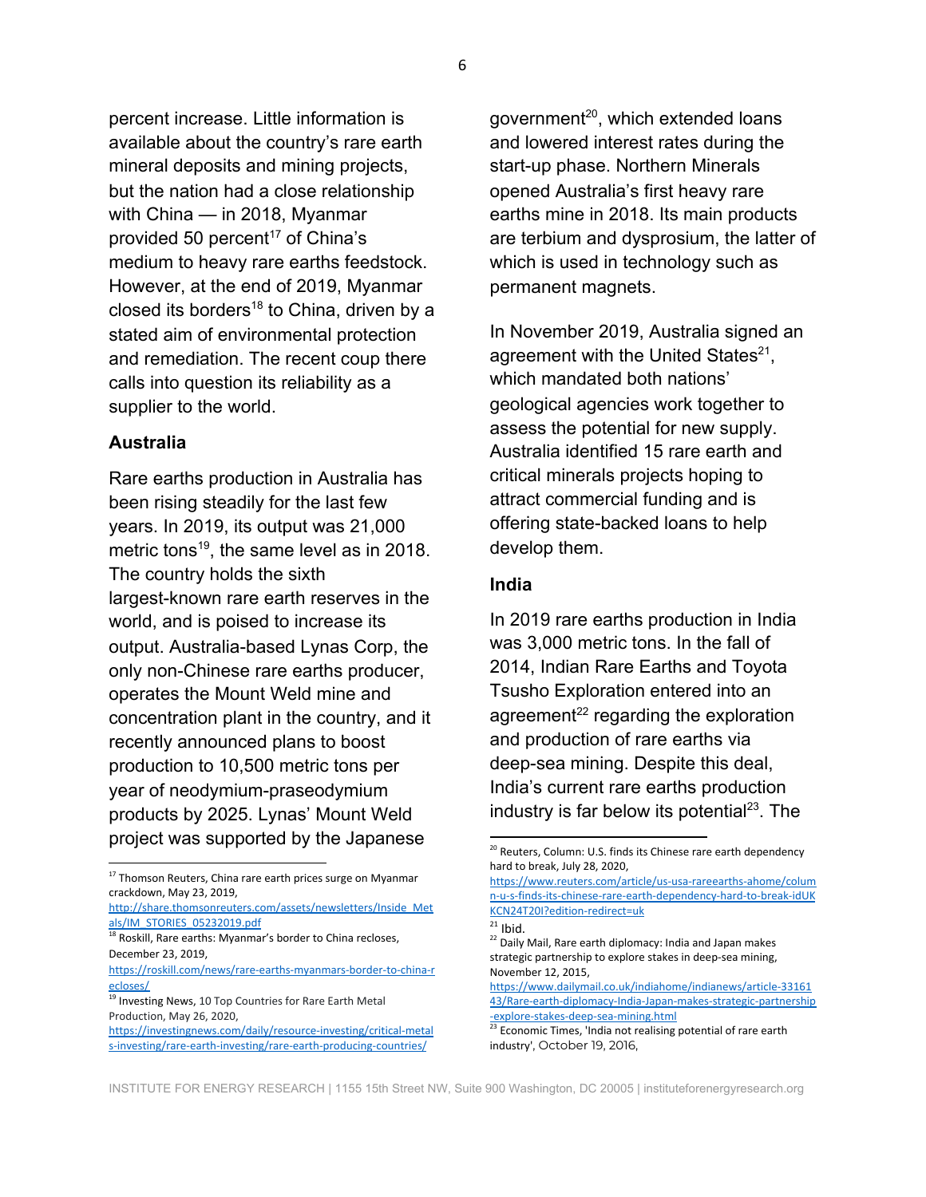percent increase. Little information is available about the country's rare earth mineral deposits and mining projects, but the nation had a close relationship with China — in 2018, Myanmar provided 50 percent[17] of China's medium to heavy rare earths feedstock. However, at the end of 2019, Myanmar closed its borders[18] to China, driven by a stated aim of environmental protection and remediation. The recent coup there calls into question its reliability as a supplier to the world.

### Australia

Rare earths production in Australia has been rising steadily for the last few years. In 2019, its output was 21,000 metric tons[19], the same level as in 2018. The country holds the sixth largest-known rare earth reserves in the world, and is poised to increase its output. Australia-based Lynas Corp, the only non-Chinese rare earths producer, operates the Mount Weld mine and concentration plant in the country, and it recently announced plans to boost production to 10,500 metric tons per year of neodymium-praseodymium products by 2025. Lynas' Mount Weld project was supported by the Japanese government[20], which extended loans and lowered interest rates during the start-up phase. Northern Minerals opened Australia's first heavy rare earths mine in 2018. Its main products are terbium and dysprosium, the latter of which is used in technology such as permanent magnets.

In November 2019, Australia signed an agreement with the United States[21], which mandated both nations' geological agencies work together to assess the potential for new supply. Australia identified 15 rare earth and critical minerals projects hoping to attract commercial funding and is offering state-backed loans to help develop them.

### India

In 2019 rare earths production in India was 3,000 metric tons. In the fall of 2014, Indian Rare Earths and Toyota Tsusho Exploration entered into an agreement[22] regarding the exploration and production of rare earths via deep-sea mining. Despite this deal, India's current rare earths production industry is far below its potential[23]. The

---

[17] Thomson Reuters, China rare earth prices surge on Myanmar crackdown, May 23, 2019, http://share.thomsonreuters.com/assets/newsletters/Inside_Metals/IM_STORIES_05232019.pdf

[18] Roskill, Rare earths: Myanmar's border to China recloses, December 23, 2019, https://roskill.com/news/rare-earths-myanmars-border-to-china-recloses/

[19] Investing News, 10 Top Countries for Rare Earth Metal Production, May 26, 2020, https://investingnews.com/daily/resource-investing/critical-metals-investing/rare-earth-investing/rare-earth-producing-countries/

[20] Reuters, Column: U.S. finds its Chinese rare earth dependency hard to break, July 28, 2020, https://www.reuters.com/article/us-usa-rareearths-ahome/column-u-s-finds-its-chinese-rare-earth-dependency-hard-to-break-idUKKCN24T20I?edition-redirect=uk

[21] Ibid.

[22] Daily Mail, Rare earth diplomacy: India and Japan makes strategic partnership to explore stakes in deep-sea mining, November 12, 2015, https://www.dailymail.co.uk/indiahome/indianews/article-3316143/Rare-earth-diplomacy-India-Japan-makes-strategic-partnership-explore-stakes-deep-sea-mining.html

[23] Economic Times, 'India not realising potential of rare earth industry', October 19, 2016,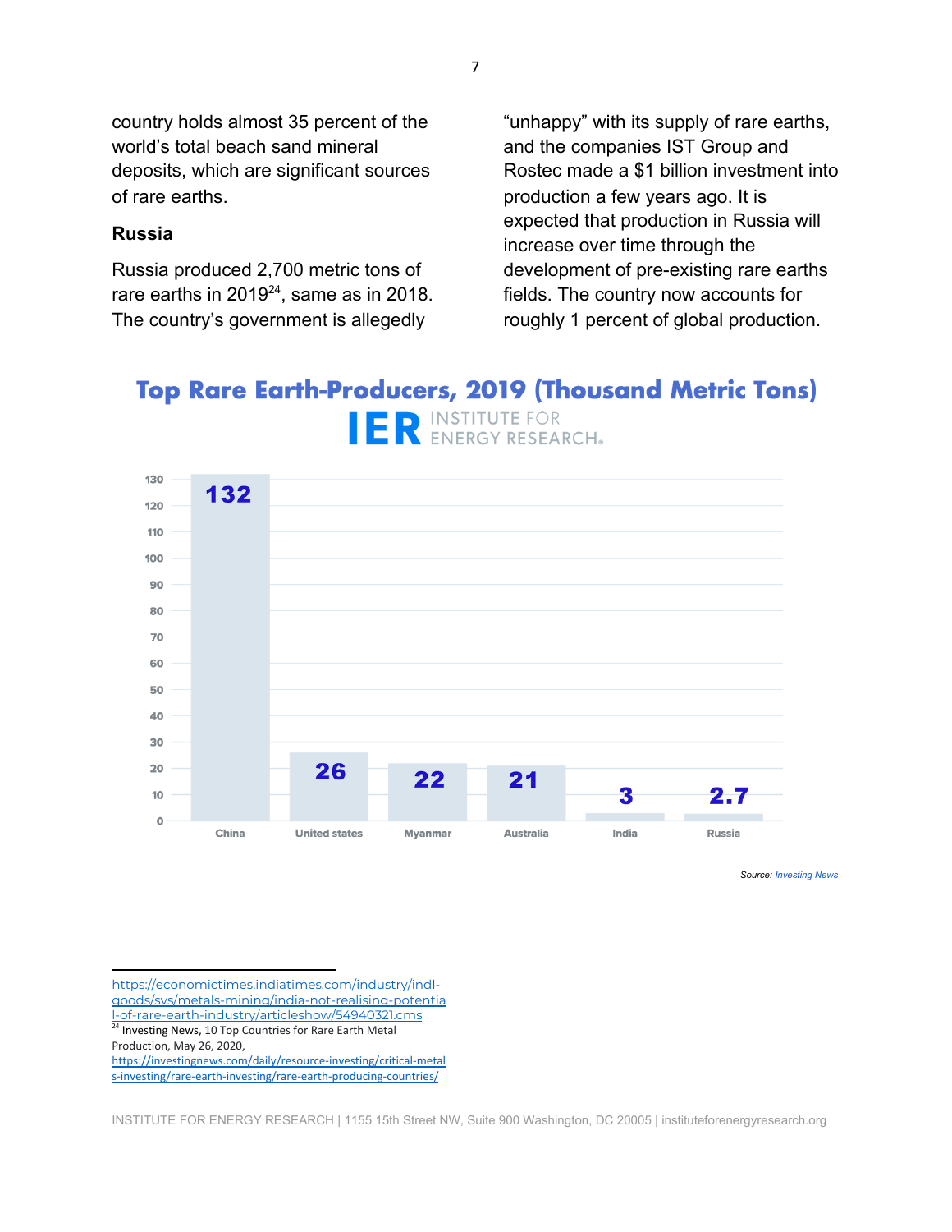country holds almost 35 percent of the world's total beach sand mineral deposits, which are significant sources of rare earths.

### Russia

Russia produced 2,700 metric tons of rare earths in 2019[24], same as in 2018. The country's government is allegedly "unhappy" with its supply of rare earths, and the companies IST Group and Rostec made a $1 billion investment into production a few years ago. It is expected that production in Russia will increase over time through the development of pre-existing rare earths fields. The country now accounts for roughly 1 percent of global production.

**Top Rare Earth-Producers, 2019 (Thousand Metric Tons)**

IER INSTITUTE FOR ENERGY RESEARCH.

| Country | Production (Thousand Metric Tons) |
|---|---|
| China | 132 |
| United states | 26 |
| Myanmar | 22 |
| Australia | 21 |
| India | 3 |
| Russia | 2.7 |

Source: *Investing News*

---

https://economictimes.indiatimes.com/industry/indl-goods/svs/metals-mining/india-not-realising-potential-of-rare-earth-industry/articleshow/54940321.cms

[24] Investing News, 10 Top Countries for Rare Earth Metal Production, May 26, 2020, https://investingnews.com/daily/resource-investing/critical-metals-investing/rare-earth-investing/rare-earth-producing-countries/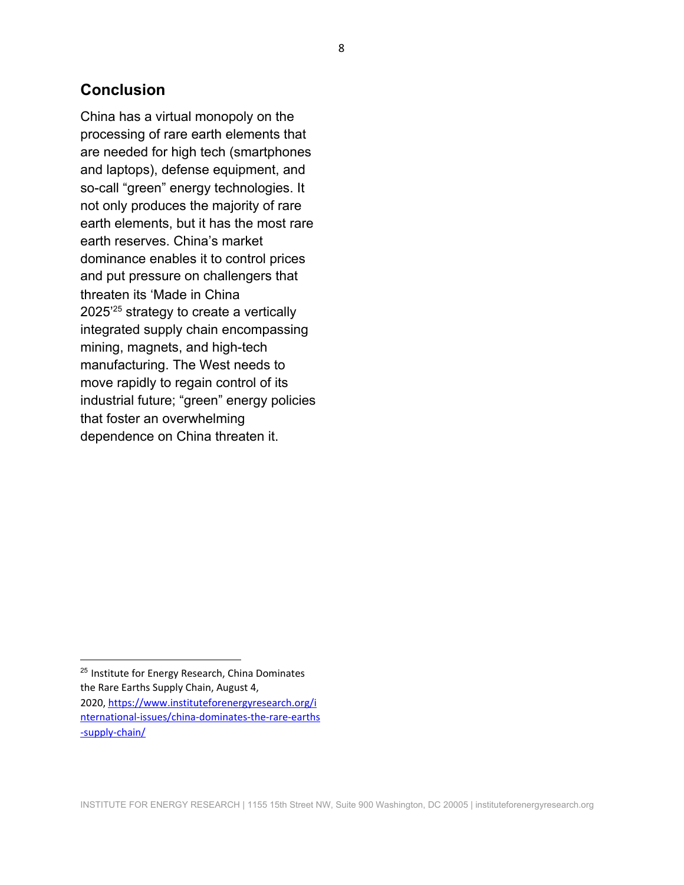## Conclusion

China has a virtual monopoly on the processing of rare earth elements that are needed for high tech (smartphones and laptops), defense equipment, and so-call "green" energy technologies. It not only produces the majority of rare earth elements, but it has the most rare earth reserves. China's market dominance enables it to control prices and put pressure on challengers that threaten its 'Made in China 2025'[25] strategy to create a vertically integrated supply chain encompassing mining, magnets, and high-tech manufacturing. The West needs to move rapidly to regain control of its industrial future; "green" energy policies that foster an overwhelming dependence on China threaten it.

---

[25] Institute for Energy Research, China Dominates the Rare Earths Supply Chain, August 4, 2020, https://www.instituteforenergyresearch.org/international-issues/china-dominates-the-rare-earths-supply-chain/

INSTITUTE FOR ENERGY RESEARCH | 1155 15th Street NW, Suite 900 Washington, DC 20005 | instituteforenergyresearch.org